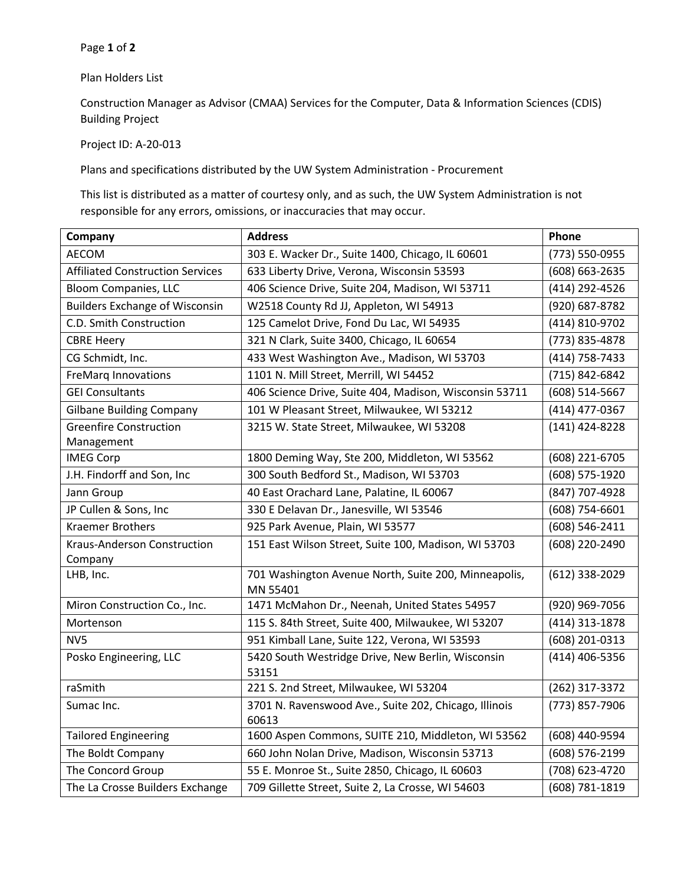Plan Holders List

Construction Manager as Advisor (CMAA) Services for the Computer, Data & Information Sciences (CDIS) Building Project

Project ID: A-20-013

Plans and specifications distributed by the UW System Administration - Procurement

This list is distributed as a matter of courtesy only, and as such, the UW System Administration is not responsible for any errors, omissions, or inaccuracies that may occur.

| Company | Address | Phone |
|---|---|---|
| AECOM | 303 E. Wacker Dr., Suite 1400, Chicago, IL 60601 | (773) 550-0955 |
| Affiliated Construction Services | 633 Liberty Drive, Verona, Wisconsin 53593 | (608) 663-2635 |
| Bloom Companies, LLC | 406 Science Drive, Suite 204, Madison, WI 53711 | (414) 292-4526 |
| Builders Exchange of Wisconsin | W2518 County Rd JJ, Appleton, WI 54913 | (920) 687-8782 |
| C.D. Smith Construction | 125 Camelot Drive, Fond Du Lac, WI 54935 | (414) 810-9702 |
| CBRE Heery | 321 N Clark, Suite 3400, Chicago, IL 60654 | (773) 835-4878 |
| CG Schmidt, Inc. | 433 West Washington Ave., Madison, WI 53703 | (414) 758-7433 |
| FreMarq Innovations | 1101 N. Mill Street, Merrill, WI 54452 | (715) 842-6842 |
| GEI Consultants | 406 Science Drive, Suite 404, Madison, Wisconsin 53711 | (608) 514-5667 |
| Gilbane Building Company | 101 W Pleasant Street, Milwaukee, WI 53212 | (414) 477-0367 |
| Greenfire Construction Management | 3215 W. State Street, Milwaukee, WI 53208 | (141) 424-8228 |
| IMEG Corp | 1800 Deming Way, Ste 200, Middleton, WI 53562 | (608) 221-6705 |
| J.H. Findorff and Son, Inc | 300 South Bedford St., Madison, WI 53703 | (608) 575-1920 |
| Jann Group | 40 East Orachard Lane, Palatine, IL 60067 | (847) 707-4928 |
| JP Cullen & Sons, Inc | 330 E Delavan Dr., Janesville, WI 53546 | (608) 754-6601 |
| Kraemer Brothers | 925 Park Avenue, Plain, WI 53577 | (608) 546-2411 |
| Kraus-Anderson Construction Company | 151 East Wilson Street, Suite 100, Madison, WI 53703 | (608) 220-2490 |
| LHB, Inc. | 701 Washington Avenue North, Suite 200, Minneapolis, MN 55401 | (612) 338-2029 |
| Miron Construction Co., Inc. | 1471 McMahon Dr., Neenah, United States 54957 | (920) 969-7056 |
| Mortenson | 115 S. 84th Street, Suite 400, Milwaukee, WI 53207 | (414) 313-1878 |
| NV5 | 951 Kimball Lane, Suite 122, Verona, WI 53593 | (608) 201-0313 |
| Posko Engineering, LLC | 5420 South Westridge Drive, New Berlin, Wisconsin 53151 | (414) 406-5356 |
| raSmith | 221 S. 2nd Street, Milwaukee, WI 53204 | (262) 317-3372 |
| Sumac Inc. | 3701 N. Ravenswood Ave., Suite 202, Chicago, Illinois 60613 | (773) 857-7906 |
| Tailored Engineering | 1600 Aspen Commons, SUITE 210, Middleton, WI 53562 | (608) 440-9594 |
| The Boldt Company | 660 John Nolan Drive, Madison, Wisconsin 53713 | (608) 576-2199 |
| The Concord Group | 55 E. Monroe St., Suite 2850, Chicago, IL 60603 | (708) 623-4720 |
| The La Crosse Builders Exchange | 709 Gillette Street, Suite 2, La Crosse, WI 54603 | (608) 781-1819 |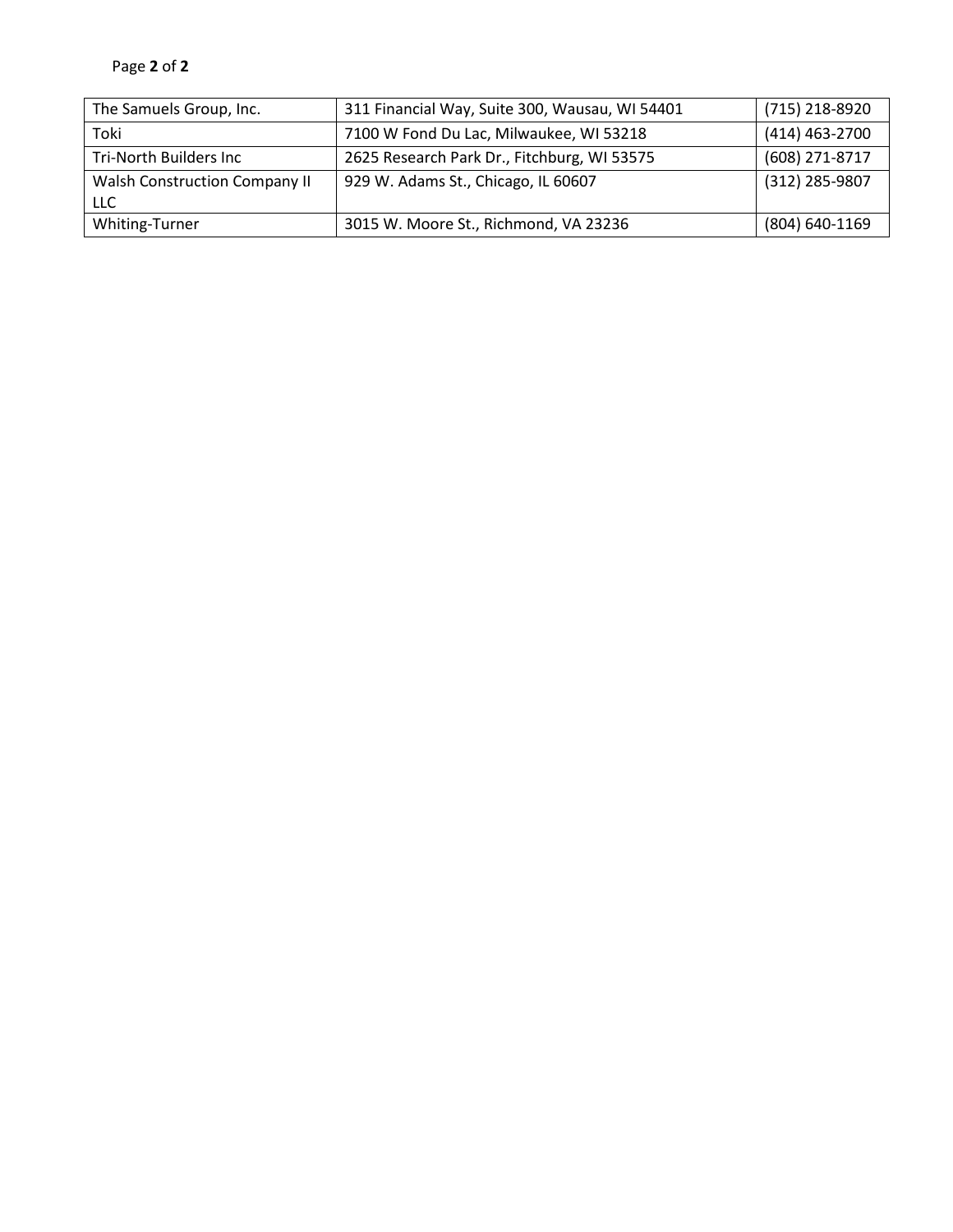| | | |
|---|---|---|
| The Samuels Group, Inc. | 311 Financial Way, Suite 300, Wausau, WI 54401 | (715) 218-8920 |
| Toki | 7100 W Fond Du Lac, Milwaukee, WI 53218 | (414) 463-2700 |
| Tri-North Builders Inc | 2625 Research Park Dr., Fitchburg, WI 53575 | (608) 271-8717 |
| Walsh Construction Company II LLC | 929 W. Adams St., Chicago, IL 60607 | (312) 285-9807 |
| Whiting-Turner | 3015 W. Moore St., Richmond, VA 23236 | (804) 640-1169 |